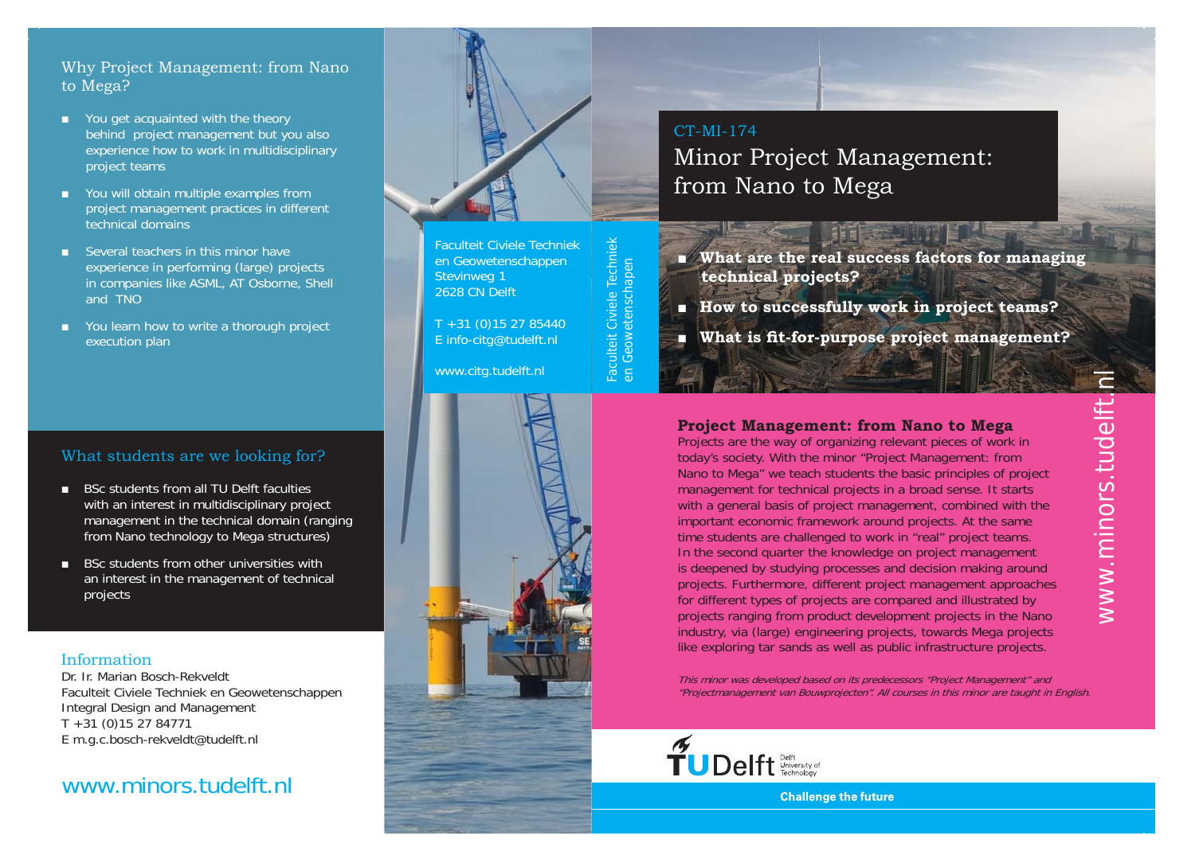# CT-MI-174

# Minor Project Management: from Nano to Mega

- **What are the real success factors for managing technical projects?**
- **How to successfully work in project teams?**
- **What is fit-for-purpose project management?**

## Project Management: from Nano to Mega

Projects are the way of organizing relevant pieces of work in today's society. With the minor "Project Management: from Nano to Mega" we teach students the basic principles of project management for technical projects in a broad sense. It starts with a general basis of project management, combined with the important economic framework around projects. At the same time students are challenged to work in "real" project teams. In the second quarter the knowledge on project management is deepened by studying processes and decision making around projects. Furthermore, different project management approaches for different types of projects are compared and illustrated by projects ranging from product development projects in the Nano industry, via (large) engineering projects, towards Mega projects like exploring tar sands as well as public infrastructure projects.

*This minor was developed based on its predecessors "Project Management" and "Projectmanagement van Bouwprojecten". All courses in this minor are taught in English.*

## Why Project Management: from Nano to Mega?

- You get acquainted with the theory behind project management but you also experience how to work in multidisciplinary project teams
- You will obtain multiple examples from project management practices in different technical domains
- Several teachers in this minor have experience in performing (large) projects in companies like ASML, AT Osborne, Shell and TNO
- You learn how to write a thorough project execution plan

## What students are we looking for?

- BSc students from all TU Delft faculties with an interest in multidisciplinary project management in the technical domain (ranging from Nano technology to Mega structures)
- BSc students from other universities with an interest in the management of technical projects

## Information

Dr. Ir. Marian Bosch-Rekveldt
Faculteit Civiele Techniek en Geowetenschappen
Integral Design and Management
T +31 (0)15 27 84771
E m.g.c.bosch-rekveldt@tudelft.nl

www.minors.tudelft.nl

Faculteit Civiele Techniek en Geowetenschappen
Stevinweg 1
2628 CN Delft

T +31 (0)15 27 85440
E info-citg@tudelft.nl

www.citg.tudelft.nl

Faculteit Civiele Techniek en Geowetenschappen

www.minors.tudelft.nl

TU Delft Delft University of Technology

Challenge the future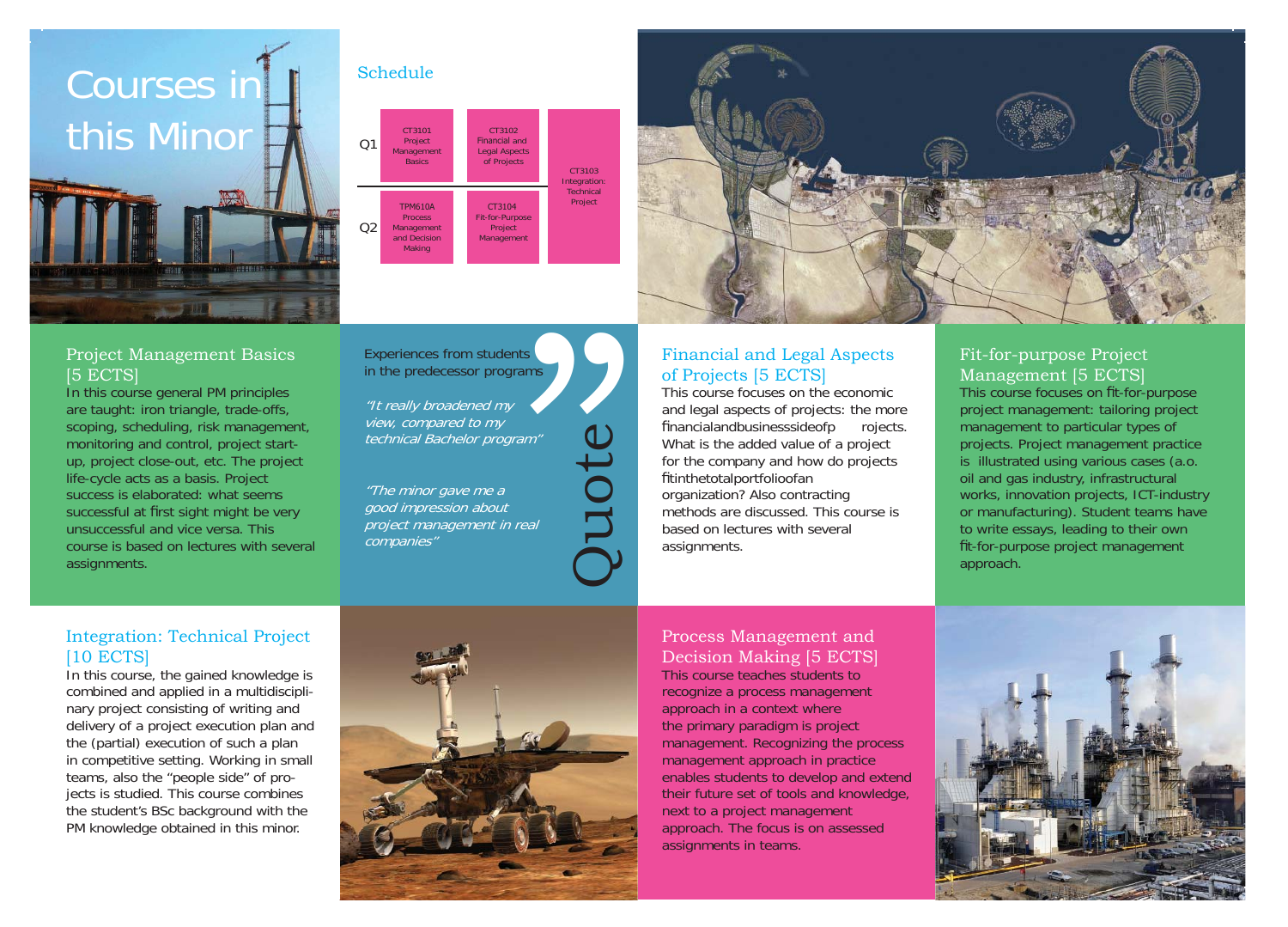# Courses in this Minor

## Schedule

| | | | |
|---|---|---|---|
| Q1 | CT3101 Project Management Basics | CT3102 Financial and Legal Aspects of Projects | CT3103 Integration: Technical Project |
| Q2 | TPM610A Process Management and Decision Making | CT3104 Fit-for-Purpose Project Management | |

### Project Management Basics [5 ECTS]

In this course general PM principles are taught: iron triangle, trade-offs, scoping, scheduling, risk management, monitoring and control, project start-up, project close-out, etc. The project life-cycle acts as a basis. Project success is elaborated: what seems successful at first sight might be very unsuccessful and vice versa. This course is based on lectures with several assignments.

### Quote

Experiences from students in the predecessor programs

*"It really broadened my view, compared to my technical Bachelor program"*

*"The minor gave me a good impression about project management in real companies"*

### Financial and Legal Aspects of Projects [5 ECTS]

This course focuses on the economic and legal aspects of projects: the more financial and business side of projects. What is the added value of a project for the company and how do projects fit in the total portfolio of an organization? Also contracting methods are discussed. This course is based on lectures with several assignments.

### Fit-for-purpose Project Management [5 ECTS]

This course focuses on fit-for-purpose project management: tailoring project management to particular types of projects. Project management practice is illustrated using various cases (a.o. oil and gas industry, infrastructural works, innovation projects, ICT-industry or manufacturing). Student teams have to write essays, leading to their own fit-for-purpose project management approach.

### Integration: Technical Project [10 ECTS]

In this course, the gained knowledge is combined and applied in a multidisciplinary project consisting of writing and delivery of a project execution plan and the (partial) execution of such a plan in competitive setting. Working in small teams, also the "people side" of projects is studied. This course combines the student's BSc background with the PM knowledge obtained in this minor.

### Process Management and Decision Making [5 ECTS]

This course teaches students to recognize a process management approach in a context where the primary paradigm is project management. Recognizing the process management approach in practice enables students to develop and extend their future set of tools and knowledge, next to a project management approach. The focus is on assessed assignments in teams.